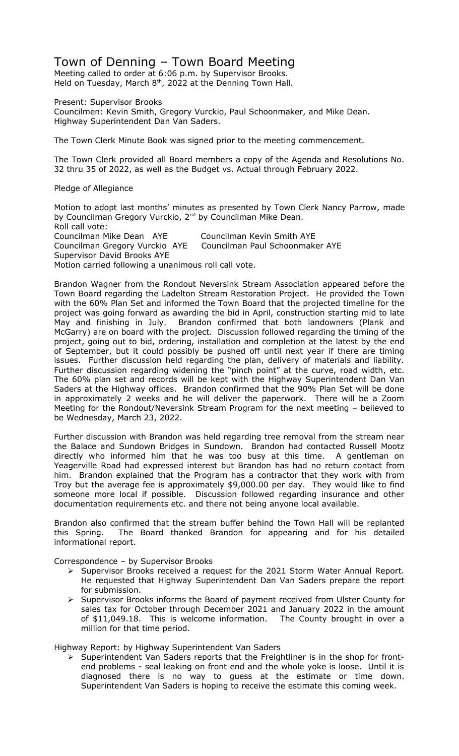# Town of Denning – Town Board Meeting

Meeting called to order at 6:06 p.m. by Supervisor Brooks.
Held on Tuesday, March 8th, 2022 at the Denning Town Hall.

Present: Supervisor Brooks
Councilmen: Kevin Smith, Gregory Vurckio, Paul Schoonmaker, and Mike Dean.
Highway Superintendent Dan Van Saders.

The Town Clerk Minute Book was signed prior to the meeting commencement.

The Town Clerk provided all Board members a copy of the Agenda and Resolutions No. 32 thru 35 of 2022, as well as the Budget vs. Actual through February 2022.

Pledge of Allegiance

Motion to adopt last months' minutes as presented by Town Clerk Nancy Parrow, made by Councilman Gregory Vurckio, 2nd by Councilman Mike Dean.
Roll call vote:
Councilman Mike Dean AYE Councilman Kevin Smith AYE
Councilman Gregory Vurckio AYE Councilman Paul Schoonmaker AYE
Supervisor David Brooks AYE
Motion carried following a unanimous roll call vote.

Brandon Wagner from the Rondout Neversink Stream Association appeared before the Town Board regarding the Ladelton Stream Restoration Project. He provided the Town with the 60% Plan Set and informed the Town Board that the projected timeline for the project was going forward as awarding the bid in April, construction starting mid to late May and finishing in July. Brandon confirmed that both landowners (Plank and McGarry) are on board with the project. Discussion followed regarding the timing of the project, going out to bid, ordering, installation and completion at the latest by the end of September, but it could possibly be pushed off until next year if there are timing issues. Further discussion held regarding the plan, delivery of materials and liability. Further discussion regarding widening the "pinch point" at the curve, road width, etc. The 60% plan set and records will be kept with the Highway Superintendent Dan Van Saders at the Highway offices. Brandon confirmed that the 90% Plan Set will be done in approximately 2 weeks and he will deliver the paperwork. There will be a Zoom Meeting for the Rondout/Neversink Stream Program for the next meeting – believed to be Wednesday, March 23, 2022.

Further discussion with Brandon was held regarding tree removal from the stream near the Balace and Sundown Bridges in Sundown. Brandon had contacted Russell Mootz directly who informed him that he was too busy at this time. A gentleman on Yeagerville Road had expressed interest but Brandon has had no return contact from him. Brandon explained that the Program has a contractor that they work with from Troy but the average fee is approximately $9,000.00 per day. They would like to find someone more local if possible. Discussion followed regarding insurance and other documentation requirements etc. and there not being anyone local available.

Brandon also confirmed that the stream buffer behind the Town Hall will be replanted this Spring. The Board thanked Brandon for appearing and for his detailed informational report.

Correspondence – by Supervisor Brooks

- Supervisor Brooks received a request for the 2021 Storm Water Annual Report. He requested that Highway Superintendent Dan Van Saders prepare the report for submission.
- Supervisor Brooks informs the Board of payment received from Ulster County for sales tax for October through December 2021 and January 2022 in the amount of $11,049.18. This is welcome information. The County brought in over a million for that time period.

Highway Report: by Highway Superintendent Van Saders

- Superintendent Van Saders reports that the Freightliner is in the shop for front-end problems - seal leaking on front end and the whole yoke is loose. Until it is diagnosed there is no way to guess at the estimate or time down. Superintendent Van Saders is hoping to receive the estimate this coming week.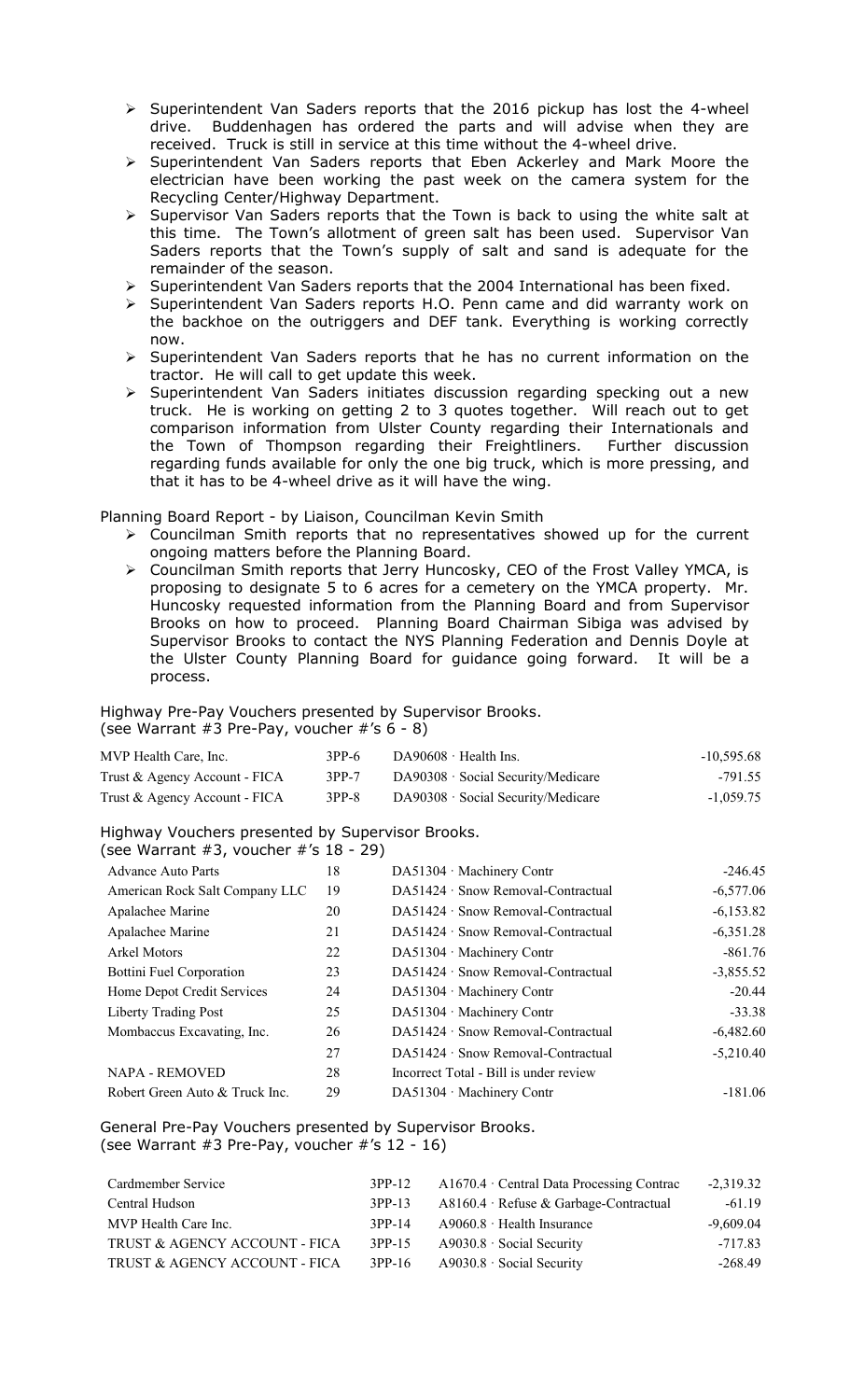- Superintendent Van Saders reports that the 2016 pickup has lost the 4-wheel drive. Buddenhagen has ordered the parts and will advise when they are received. Truck is still in service at this time without the 4-wheel drive.
- Superintendent Van Saders reports that Eben Ackerley and Mark Moore the electrician have been working the past week on the camera system for the Recycling Center/Highway Department.
- Supervisor Van Saders reports that the Town is back to using the white salt at this time. The Town's allotment of green salt has been used. Supervisor Van Saders reports that the Town's supply of salt and sand is adequate for the remainder of the season.
- Superintendent Van Saders reports that the 2004 International has been fixed.
- Superintendent Van Saders reports H.O. Penn came and did warranty work on the backhoe on the outriggers and DEF tank. Everything is working correctly now.
- Superintendent Van Saders reports that he has no current information on the tractor. He will call to get update this week.
- Superintendent Van Saders initiates discussion regarding specking out a new truck. He is working on getting 2 to 3 quotes together. Will reach out to get comparison information from Ulster County regarding their Internationals and the Town of Thompson regarding their Freightliners. Further discussion regarding funds available for only the one big truck, which is more pressing, and that it has to be 4-wheel drive as it will have the wing.

Planning Board Report - by Liaison, Councilman Kevin Smith

- Councilman Smith reports that no representatives showed up for the current ongoing matters before the Planning Board.
- Councilman Smith reports that Jerry Huncosky, CEO of the Frost Valley YMCA, is proposing to designate 5 to 6 acres for a cemetery on the YMCA property. Mr. Huncosky requested information from the Planning Board and from Supervisor Brooks on how to proceed. Planning Board Chairman Sibiga was advised by Supervisor Brooks to contact the NYS Planning Federation and Dennis Doyle at the Ulster County Planning Board for guidance going forward. It will be a process.

Highway Pre-Pay Vouchers presented by Supervisor Brooks.
(see Warrant #3 Pre-Pay, voucher #'s 6 - 8)

| | | | |
|---|---|---|---|
| MVP Health Care, Inc. | 3PP-6 | DA90608 · Health Ins. | -10,595.68 |
| Trust & Agency Account - FICA | 3PP-7 | DA90308 · Social Security/Medicare | -791.55 |
| Trust & Agency Account - FICA | 3PP-8 | DA90308 · Social Security/Medicare | -1,059.75 |

Highway Vouchers presented by Supervisor Brooks.
(see Warrant #3, voucher #'s 18 - 29)

| | | | |
|---|---|---|---|
| Advance Auto Parts | 18 | DA51304 · Machinery Contr | -246.45 |
| American Rock Salt Company LLC | 19 | DA51424 · Snow Removal-Contractual | -6,577.06 |
| Apalachee Marine | 20 | DA51424 · Snow Removal-Contractual | -6,153.82 |
| Apalachee Marine | 21 | DA51424 · Snow Removal-Contractual | -6,351.28 |
| Arkel Motors | 22 | DA51304 · Machinery Contr | -861.76 |
| Bottini Fuel Corporation | 23 | DA51424 · Snow Removal-Contractual | -3,855.52 |
| Home Depot Credit Services | 24 | DA51304 · Machinery Contr | -20.44 |
| Liberty Trading Post | 25 | DA51304 · Machinery Contr | -33.38 |
| Mombaccus Excavating, Inc. | 26 | DA51424 · Snow Removal-Contractual | -6,482.60 |
| | 27 | DA51424 · Snow Removal-Contractual | -5,210.40 |
| NAPA - REMOVED | 28 | Incorrect Total - Bill is under review | |
| Robert Green Auto & Truck Inc. | 29 | DA51304 · Machinery Contr | -181.06 |

General Pre-Pay Vouchers presented by Supervisor Brooks.
(see Warrant #3 Pre-Pay, voucher #'s 12 - 16)

| | | | |
|---|---|---|---|
| Cardmember Service | 3PP-12 | A1670.4 · Central Data Processing Contrac | -2,319.32 |
| Central Hudson | 3PP-13 | A8160.4 · Refuse & Garbage-Contractual | -61.19 |
| MVP Health Care Inc. | 3PP-14 | A9060.8 · Health Insurance | -9,609.04 |
| TRUST & AGENCY ACCOUNT - FICA | 3PP-15 | A9030.8 · Social Security | -717.83 |
| TRUST & AGENCY ACCOUNT - FICA | 3PP-16 | A9030.8 · Social Security | -268.49 |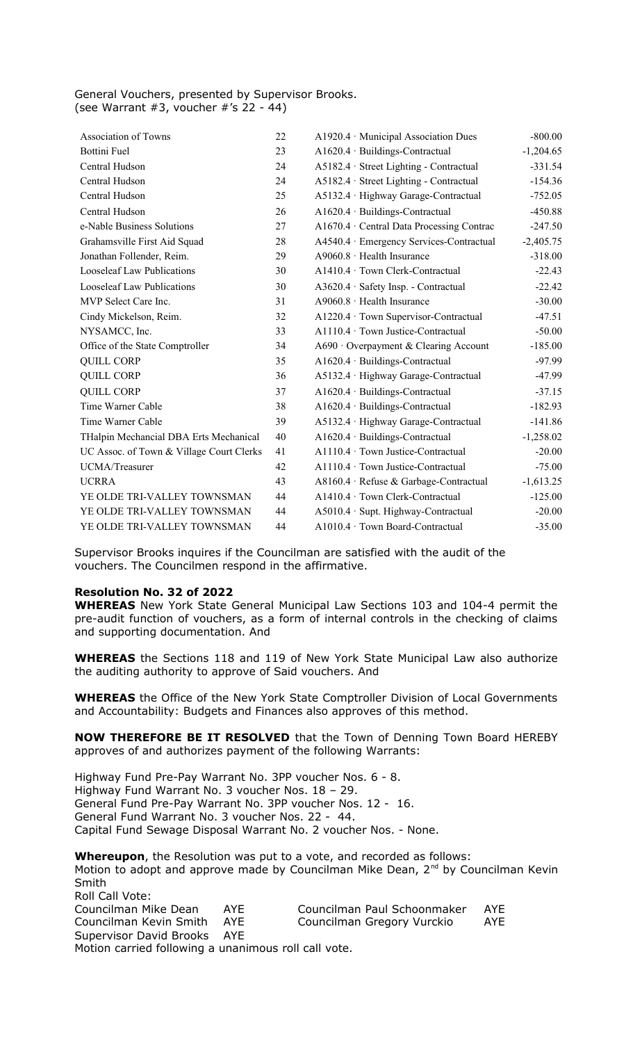General Vouchers, presented by Supervisor Brooks.
(see Warrant #3, voucher #'s 22 - 44)

| | | | |
|---|---|---|---|
| Association of Towns | 22 | A1920.4 · Municipal Association Dues | -800.00 |
| Bottini Fuel | 23 | A1620.4 · Buildings-Contractual | -1,204.65 |
| Central Hudson | 24 | A5182.4 · Street Lighting - Contractual | -331.54 |
| Central Hudson | 24 | A5182.4 · Street Lighting - Contractual | -154.36 |
| Central Hudson | 25 | A5132.4 · Highway Garage-Contractual | -752.05 |
| Central Hudson | 26 | A1620.4 · Buildings-Contractual | -450.88 |
| e-Nable Business Solutions | 27 | A1670.4 · Central Data Processing Contrac | -247.50 |
| Grahamsville First Aid Squad | 28 | A4540.4 · Emergency Services-Contractual | -2,405.75 |
| Jonathan Follender, Reim. | 29 | A9060.8 · Health Insurance | -318.00 |
| Looseleaf Law Publications | 30 | A1410.4 · Town Clerk-Contractual | -22.43 |
| Looseleaf Law Publications | 30 | A3620.4 · Safety Insp. - Contractual | -22.42 |
| MVP Select Care Inc. | 31 | A9060.8 · Health Insurance | -30.00 |
| Cindy Mickelson, Reim. | 32 | A1220.4 · Town Supervisor-Contractual | -47.51 |
| NYSAMCC, Inc. | 33 | A1110.4 · Town Justice-Contractual | -50.00 |
| Office of the State Comptroller | 34 | A690 · Overpayment & Clearing Account | -185.00 |
| QUILL CORP | 35 | A1620.4 · Buildings-Contractual | -97.99 |
| QUILL CORP | 36 | A5132.4 · Highway Garage-Contractual | -47.99 |
| QUILL CORP | 37 | A1620.4 · Buildings-Contractual | -37.15 |
| Time Warner Cable | 38 | A1620.4 · Buildings-Contractual | -182.93 |
| Time Warner Cable | 39 | A5132.4 · Highway Garage-Contractual | -141.86 |
| THalpin Mechancial DBA Erts Mechanical | 40 | A1620.4 · Buildings-Contractual | -1,258.02 |
| UC Assoc. of Town & Village Court Clerks | 41 | A1110.4 · Town Justice-Contractual | -20.00 |
| UCMA/Treasurer | 42 | A1110.4 · Town Justice-Contractual | -75.00 |
| UCRRA | 43 | A8160.4 · Refuse & Garbage-Contractual | -1,613.25 |
| YE OLDE TRI-VALLEY TOWNSMAN | 44 | A1410.4 · Town Clerk-Contractual | -125.00 |
| YE OLDE TRI-VALLEY TOWNSMAN | 44 | A5010.4 · Supt. Highway-Contractual | -20.00 |
| YE OLDE TRI-VALLEY TOWNSMAN | 44 | A1010.4 · Town Board-Contractual | -35.00 |

Supervisor Brooks inquires if the Councilman are satisfied with the audit of the vouchers. The Councilmen respond in the affirmative.

**Resolution No. 32 of 2022**

**WHEREAS** New York State General Municipal Law Sections 103 and 104-4 permit the pre-audit function of vouchers, as a form of internal controls in the checking of claims and supporting documentation. And

**WHEREAS** the Sections 118 and 119 of New York State Municipal Law also authorize the auditing authority to approve of Said vouchers. And

**WHEREAS** the Office of the New York State Comptroller Division of Local Governments and Accountability: Budgets and Finances also approves of this method.

**NOW THEREFORE BE IT RESOLVED** that the Town of Denning Town Board HEREBY approves of and authorizes payment of the following Warrants:

Highway Fund Pre-Pay Warrant No. 3PP voucher Nos. 6 - 8.
Highway Fund Warrant No. 3 voucher Nos. 18 – 29.
General Fund Pre-Pay Warrant No. 3PP voucher Nos. 12 - 16.
General Fund Warrant No. 3 voucher Nos. 22 - 44.
Capital Fund Sewage Disposal Warrant No. 2 voucher Nos. - None.

**Whereupon**, the Resolution was put to a vote, and recorded as follows:
Motion to adopt and approve made by Councilman Mike Dean, 2nd by Councilman Kevin Smith
Roll Call Vote:

| | | | |
|---|---|---|---|
| Councilman Mike Dean | AYE | Councilman Paul Schoonmaker | AYE |
| Councilman Kevin Smith | AYE | Councilman Gregory Vurckio | AYE |
| Supervisor David Brooks | AYE | | |

Motion carried following a unanimous roll call vote.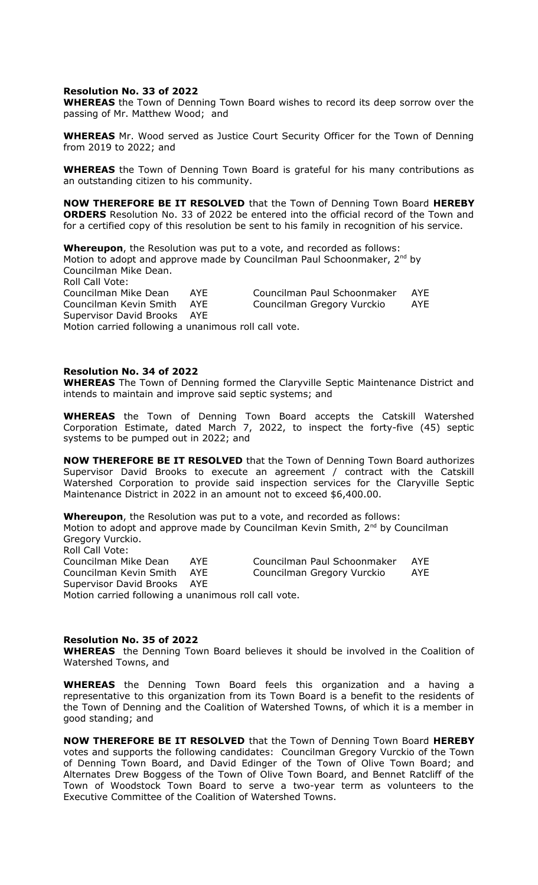**Resolution No. 33 of 2022**

**WHEREAS** the Town of Denning Town Board wishes to record its deep sorrow over the passing of Mr. Matthew Wood; and

**WHEREAS** Mr. Wood served as Justice Court Security Officer for the Town of Denning from 2019 to 2022; and

**WHEREAS** the Town of Denning Town Board is grateful for his many contributions as an outstanding citizen to his community.

**NOW THEREFORE BE IT RESOLVED** that the Town of Denning Town Board **HEREBY ORDERS** Resolution No. 33 of 2022 be entered into the official record of the Town and for a certified copy of this resolution be sent to his family in recognition of his service.

**Whereupon**, the Resolution was put to a vote, and recorded as follows:
Motion to adopt and approve made by Councilman Paul Schoonmaker, 2[nd] by Councilman Mike Dean.
Roll Call Vote:

| | | | |
|---|---|---|---|
| Councilman Mike Dean | AYE | Councilman Paul Schoonmaker | AYE |
| Councilman Kevin Smith | AYE | Councilman Gregory Vurckio | AYE |
| Supervisor David Brooks | AYE | | |

Motion carried following a unanimous roll call vote.

**Resolution No. 34 of 2022**

**WHEREAS** The Town of Denning formed the Claryville Septic Maintenance District and intends to maintain and improve said septic systems; and

**WHEREAS** the Town of Denning Town Board accepts the Catskill Watershed Corporation Estimate, dated March 7, 2022, to inspect the forty-five (45) septic systems to be pumped out in 2022; and

**NOW THEREFORE BE IT RESOLVED** that the Town of Denning Town Board authorizes Supervisor David Brooks to execute an agreement / contract with the Catskill Watershed Corporation to provide said inspection services for the Claryville Septic Maintenance District in 2022 in an amount not to exceed $6,400.00.

**Whereupon**, the Resolution was put to a vote, and recorded as follows:
Motion to adopt and approve made by Councilman Kevin Smith, 2[nd] by Councilman Gregory Vurckio.
Roll Call Vote:

| | | | |
|---|---|---|---|
| Councilman Mike Dean | AYE | Councilman Paul Schoonmaker | AYE |
| Councilman Kevin Smith | AYE | Councilman Gregory Vurckio | AYE |
| Supervisor David Brooks | AYE | | |

Motion carried following a unanimous roll call vote.

**Resolution No. 35 of 2022**

**WHEREAS** the Denning Town Board believes it should be involved in the Coalition of Watershed Towns, and

**WHEREAS** the Denning Town Board feels this organization and a having a representative to this organization from its Town Board is a benefit to the residents of the Town of Denning and the Coalition of Watershed Towns, of which it is a member in good standing; and

**NOW THEREFORE BE IT RESOLVED** that the Town of Denning Town Board **HEREBY** votes and supports the following candidates: Councilman Gregory Vurckio of the Town of Denning Town Board, and David Edinger of the Town of Olive Town Board; and Alternates Drew Boggess of the Town of Olive Town Board, and Bennet Ratcliff of the Town of Woodstock Town Board to serve a two-year term as volunteers to the Executive Committee of the Coalition of Watershed Towns.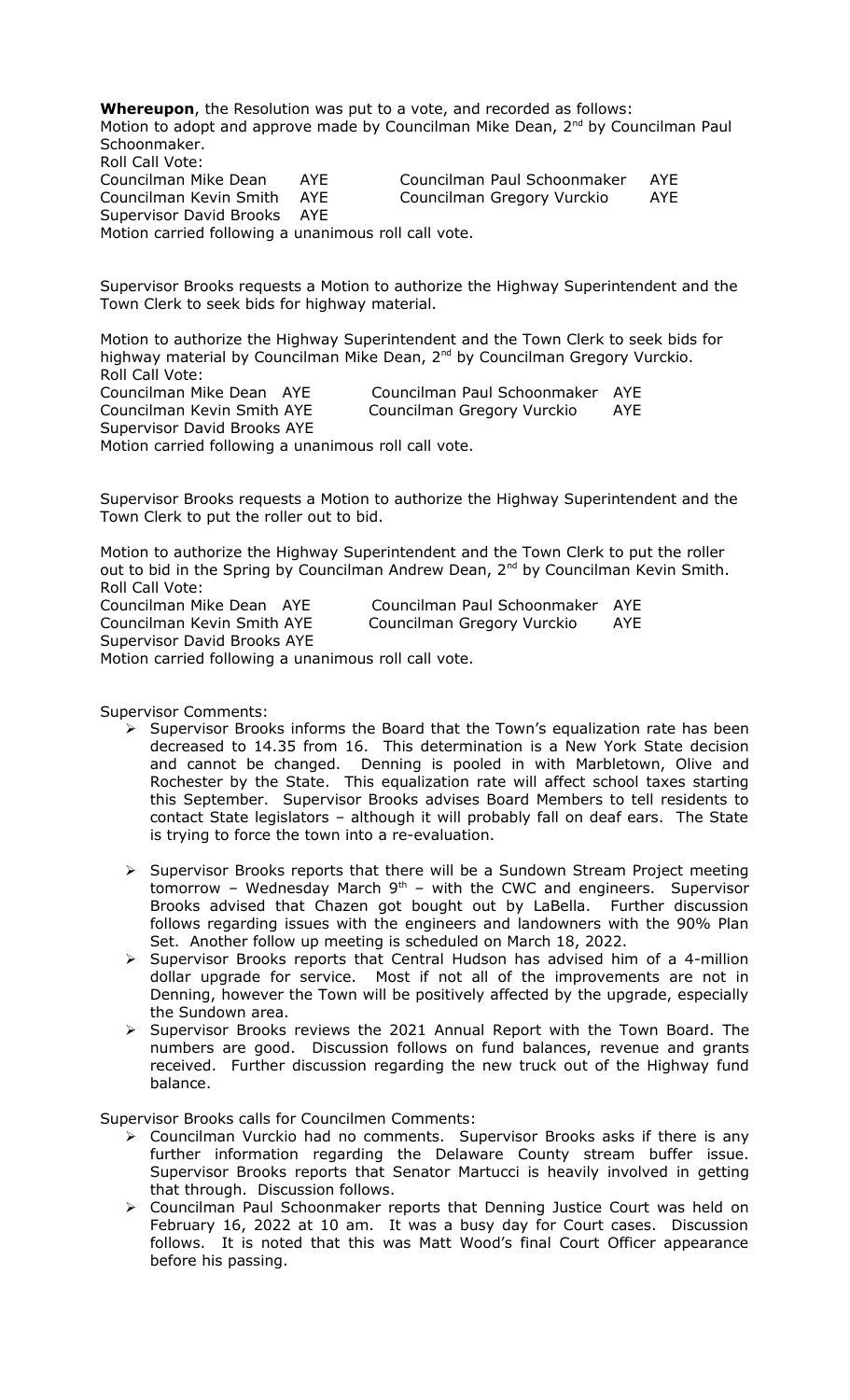**Whereupon**, the Resolution was put to a vote, and recorded as follows:
Motion to adopt and approve made by Councilman Mike Dean, 2nd by Councilman Paul Schoonmaker.
Roll Call Vote:

| | | | |
|---|---|---|---|
| Councilman Mike Dean | AYE | Councilman Paul Schoonmaker | AYE |
| Councilman Kevin Smith | AYE | Councilman Gregory Vurckio | AYE |
| Supervisor David Brooks | AYE | | |

Motion carried following a unanimous roll call vote.

Supervisor Brooks requests a Motion to authorize the Highway Superintendent and the Town Clerk to seek bids for highway material.

Motion to authorize the Highway Superintendent and the Town Clerk to seek bids for highway material by Councilman Mike Dean, 2nd by Councilman Gregory Vurckio.
Roll Call Vote:

| | | | |
|---|---|---|---|
| Councilman Mike Dean | AYE | Councilman Paul Schoonmaker | AYE |
| Councilman Kevin Smith | AYE | Councilman Gregory Vurckio | AYE |
| Supervisor David Brooks | AYE | | |

Motion carried following a unanimous roll call vote.

Supervisor Brooks requests a Motion to authorize the Highway Superintendent and the Town Clerk to put the roller out to bid.

Motion to authorize the Highway Superintendent and the Town Clerk to put the roller out to bid in the Spring by Councilman Andrew Dean, 2nd by Councilman Kevin Smith.
Roll Call Vote:

| | | | |
|---|---|---|---|
| Councilman Mike Dean | AYE | Councilman Paul Schoonmaker | AYE |
| Councilman Kevin Smith | AYE | Councilman Gregory Vurckio | AYE |
| Supervisor David Brooks | AYE | | |

Motion carried following a unanimous roll call vote.

Supervisor Comments:

- Supervisor Brooks informs the Board that the Town's equalization rate has been decreased to 14.35 from 16. This determination is a New York State decision and cannot be changed. Denning is pooled in with Marbletown, Olive and Rochester by the State. This equalization rate will affect school taxes starting this September. Supervisor Brooks advises Board Members to tell residents to contact State legislators – although it will probably fall on deaf ears. The State is trying to force the town into a re-evaluation.
- Supervisor Brooks reports that there will be a Sundown Stream Project meeting tomorrow – Wednesday March 9th – with the CWC and engineers. Supervisor Brooks advised that Chazen got bought out by LaBella. Further discussion follows regarding issues with the engineers and landowners with the 90% Plan Set. Another follow up meeting is scheduled on March 18, 2022.
- Supervisor Brooks reports that Central Hudson has advised him of a 4-million dollar upgrade for service. Most if not all of the improvements are not in Denning, however the Town will be positively affected by the upgrade, especially the Sundown area.
- Supervisor Brooks reviews the 2021 Annual Report with the Town Board. The numbers are good. Discussion follows on fund balances, revenue and grants received. Further discussion regarding the new truck out of the Highway fund balance.

Supervisor Brooks calls for Councilmen Comments:

- Councilman Vurckio had no comments. Supervisor Brooks asks if there is any further information regarding the Delaware County stream buffer issue. Supervisor Brooks reports that Senator Martucci is heavily involved in getting that through. Discussion follows.
- Councilman Paul Schoonmaker reports that Denning Justice Court was held on February 16, 2022 at 10 am. It was a busy day for Court cases. Discussion follows. It is noted that this was Matt Wood's final Court Officer appearance before his passing.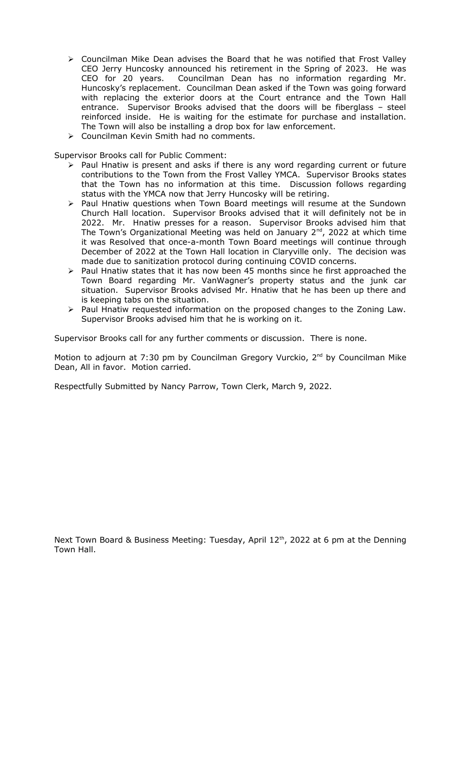- Councilman Mike Dean advises the Board that he was notified that Frost Valley CEO Jerry Huncosky announced his retirement in the Spring of 2023. He was CEO for 20 years. Councilman Dean has no information regarding Mr. Huncosky's replacement. Councilman Dean asked if the Town was going forward with replacing the exterior doors at the Court entrance and the Town Hall entrance. Supervisor Brooks advised that the doors will be fiberglass – steel reinforced inside. He is waiting for the estimate for purchase and installation. The Town will also be installing a drop box for law enforcement.
- Councilman Kevin Smith had no comments.

Supervisor Brooks call for Public Comment:

- Paul Hnatiw is present and asks if there is any word regarding current or future contributions to the Town from the Frost Valley YMCA. Supervisor Brooks states that the Town has no information at this time. Discussion follows regarding status with the YMCA now that Jerry Huncosky will be retiring.
- Paul Hnatiw questions when Town Board meetings will resume at the Sundown Church Hall location. Supervisor Brooks advised that it will definitely not be in 2022. Mr. Hnatiw presses for a reason. Supervisor Brooks advised him that The Town's Organizational Meeting was held on January 2nd, 2022 at which time it was Resolved that once-a-month Town Board meetings will continue through December of 2022 at the Town Hall location in Claryville only. The decision was made due to sanitization protocol during continuing COVID concerns.
- Paul Hnatiw states that it has now been 45 months since he first approached the Town Board regarding Mr. VanWagner's property status and the junk car situation. Supervisor Brooks advised Mr. Hnatiw that he has been up there and is keeping tabs on the situation.
- Paul Hnatiw requested information on the proposed changes to the Zoning Law. Supervisor Brooks advised him that he is working on it.

Supervisor Brooks call for any further comments or discussion. There is none.

Motion to adjourn at 7:30 pm by Councilman Gregory Vurckio, 2nd by Councilman Mike Dean, All in favor. Motion carried.

Respectfully Submitted by Nancy Parrow, Town Clerk, March 9, 2022.

Next Town Board & Business Meeting: Tuesday, April 12th, 2022 at 6 pm at the Denning Town Hall.